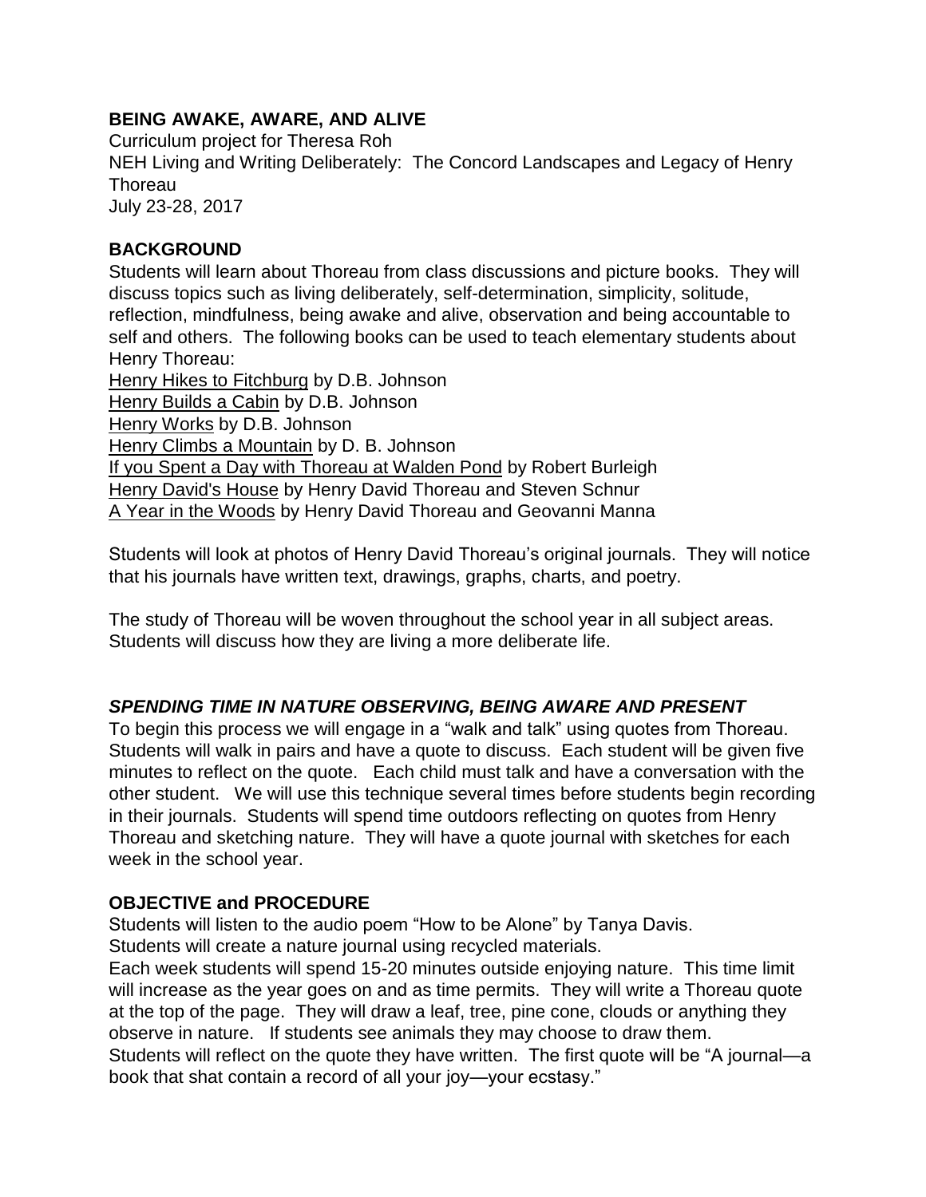## BEING AWAKE, AWARE, AND ALIVE

Curriculum project for Theresa Roh
NEH Living and Writing Deliberately: The Concord Landscapes and Legacy of Henry Thoreau
July 23-28, 2017

### BACKGROUND

Students will learn about Thoreau from class discussions and picture books. They will discuss topics such as living deliberately, self-determination, simplicity, solitude, reflection, mindfulness, being awake and alive, observation and being accountable to self and others. The following books can be used to teach elementary students about Henry Thoreau:

Henry Hikes to Fitchburg by D.B. Johnson
Henry Builds a Cabin by D.B. Johnson
Henry Works by D.B. Johnson
Henry Climbs a Mountain by D. B. Johnson
If you Spent a Day with Thoreau at Walden Pond by Robert Burleigh
Henry David's House by Henry David Thoreau and Steven Schnur
A Year in the Woods by Henry David Thoreau and Geovanni Manna

Students will look at photos of Henry David Thoreau's original journals. They will notice that his journals have written text, drawings, graphs, charts, and poetry.

The study of Thoreau will be woven throughout the school year in all subject areas. Students will discuss how they are living a more deliberate life.

### *SPENDING TIME IN NATURE OBSERVING, BEING AWARE AND PRESENT*

To begin this process we will engage in a "walk and talk" using quotes from Thoreau. Students will walk in pairs and have a quote to discuss. Each student will be given five minutes to reflect on the quote. Each child must talk and have a conversation with the other student. We will use this technique several times before students begin recording in their journals. Students will spend time outdoors reflecting on quotes from Henry Thoreau and sketching nature. They will have a quote journal with sketches for each week in the school year.

### OBJECTIVE and PROCEDURE

Students will listen to the audio poem "How to be Alone" by Tanya Davis.
Students will create a nature journal using recycled materials.
Each week students will spend 15-20 minutes outside enjoying nature. This time limit will increase as the year goes on and as time permits. They will write a Thoreau quote at the top of the page. They will draw a leaf, tree, pine cone, clouds or anything they observe in nature. If students see animals they may choose to draw them.
Students will reflect on the quote they have written. The first quote will be "A journal—a book that shat contain a record of all your joy—your ecstasy."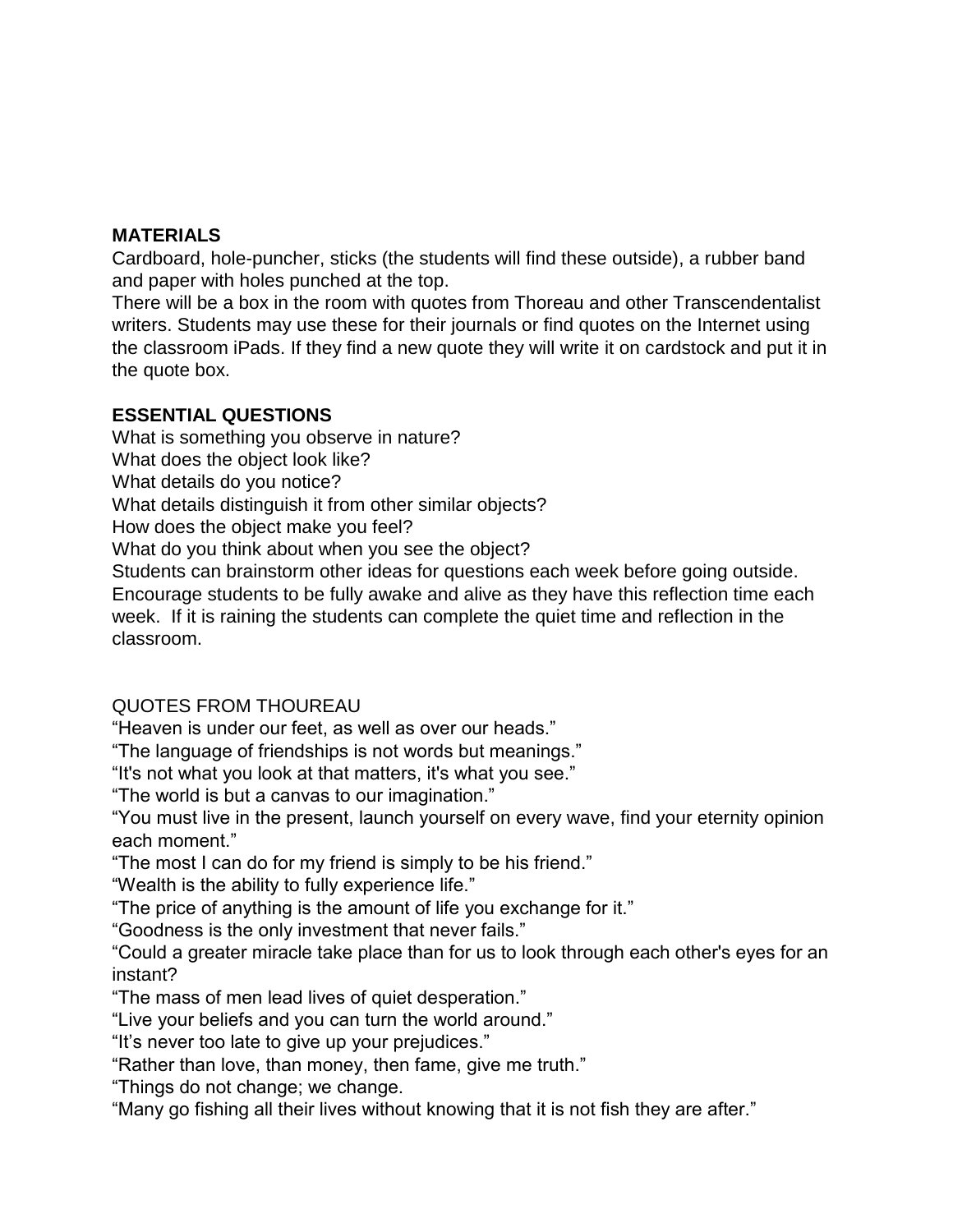**MATERIALS**

Cardboard, hole-puncher, sticks (the students will find these outside), a rubber band and paper with holes punched at the top.

There will be a box in the room with quotes from Thoreau and other Transcendentalist writers. Students may use these for their journals or find quotes on the Internet using the classroom iPads. If they find a new quote they will write it on cardstock and put it in the quote box.

**ESSENTIAL QUESTIONS**

What is something you observe in nature?
What does the object look like?
What details do you notice?
What details distinguish it from other similar objects?
How does the object make you feel?
What do you think about when you see the object?
Students can brainstorm other ideas for questions each week before going outside. Encourage students to be fully awake and alive as they have this reflection time each week. If it is raining the students can complete the quiet time and reflection in the classroom.

QUOTES FROM THOUREAU

"Heaven is under our feet, as well as over our heads."
"The language of friendships is not words but meanings."
"It's not what you look at that matters, it's what you see."
"The world is but a canvas to our imagination."
"You must live in the present, launch yourself on every wave, find your eternity opinion each moment."
"The most I can do for my friend is simply to be his friend."
"Wealth is the ability to fully experience life."
"The price of anything is the amount of life you exchange for it."
"Goodness is the only investment that never fails."
"Could a greater miracle take place than for us to look through each other's eyes for an instant?
"The mass of men lead lives of quiet desperation."
"Live your beliefs and you can turn the world around."
"It's never too late to give up your prejudices."
"Rather than love, than money, then fame, give me truth."
"Things do not change; we change.
"Many go fishing all their lives without knowing that it is not fish they are after."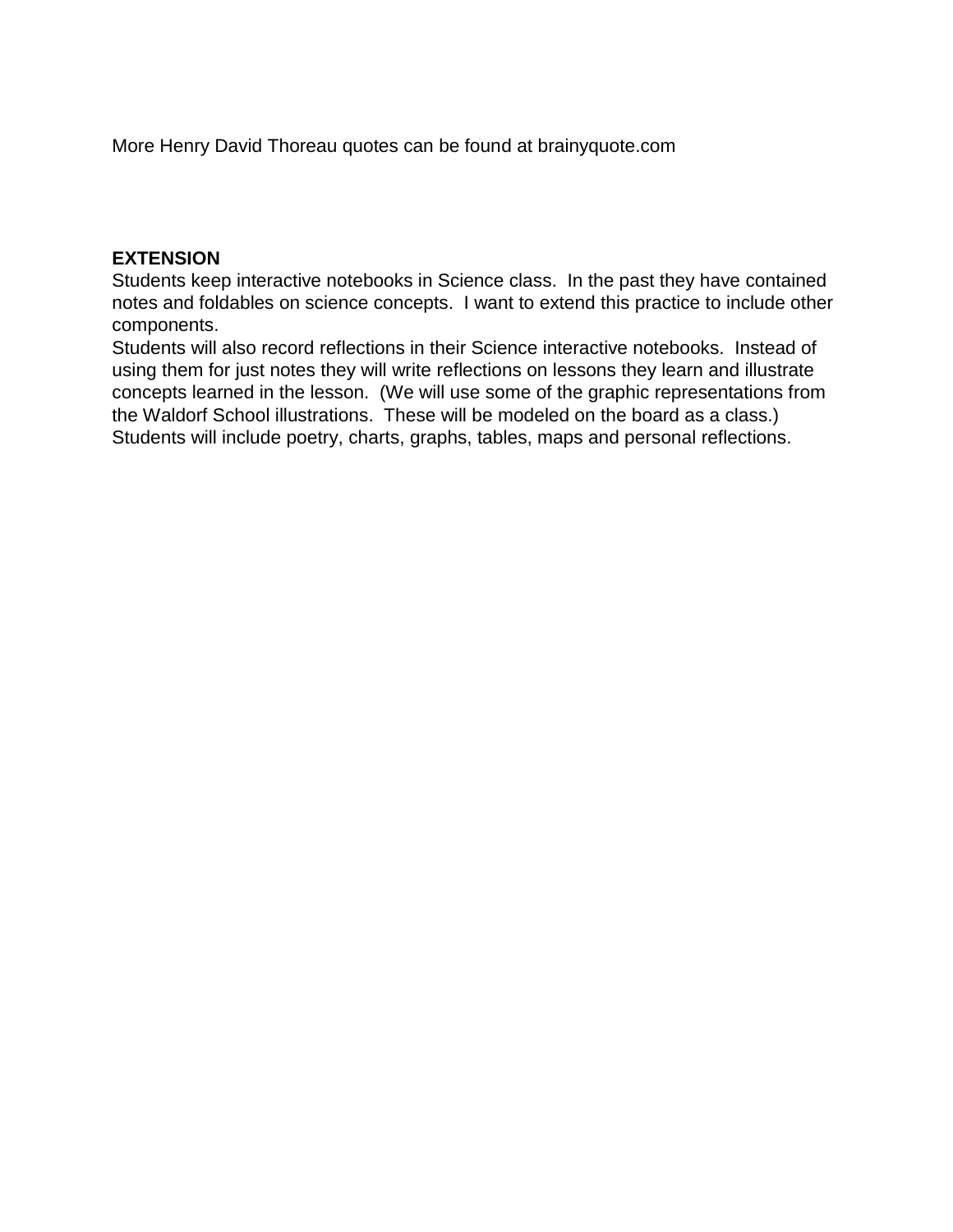More Henry David Thoreau quotes can be found at brainyquote.com

**EXTENSION**

Students keep interactive notebooks in Science class. In the past they have contained notes and foldables on science concepts. I want to extend this practice to include other components.

Students will also record reflections in their Science interactive notebooks. Instead of using them for just notes they will write reflections on lessons they learn and illustrate concepts learned in the lesson. (We will use some of the graphic representations from the Waldorf School illustrations. These will be modeled on the board as a class.) Students will include poetry, charts, graphs, tables, maps and personal reflections.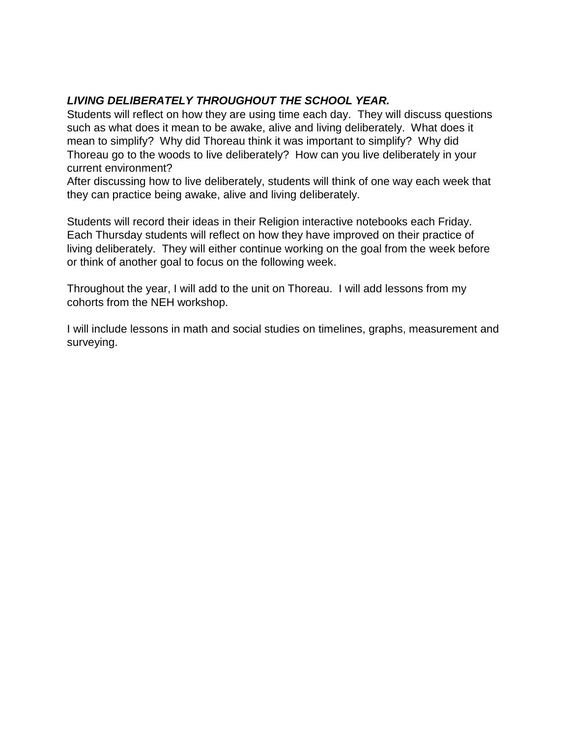***LIVING DELIBERATELY THROUGHOUT THE SCHOOL YEAR.***

Students will reflect on how they are using time each day. They will discuss questions such as what does it mean to be awake, alive and living deliberately. What does it mean to simplify? Why did Thoreau think it was important to simplify? Why did Thoreau go to the woods to live deliberately? How can you live deliberately in your current environment?

After discussing how to live deliberately, students will think of one way each week that they can practice being awake, alive and living deliberately.

Students will record their ideas in their Religion interactive notebooks each Friday. Each Thursday students will reflect on how they have improved on their practice of living deliberately. They will either continue working on the goal from the week before or think of another goal to focus on the following week.

Throughout the year, I will add to the unit on Thoreau. I will add lessons from my cohorts from the NEH workshop.

I will include lessons in math and social studies on timelines, graphs, measurement and surveying.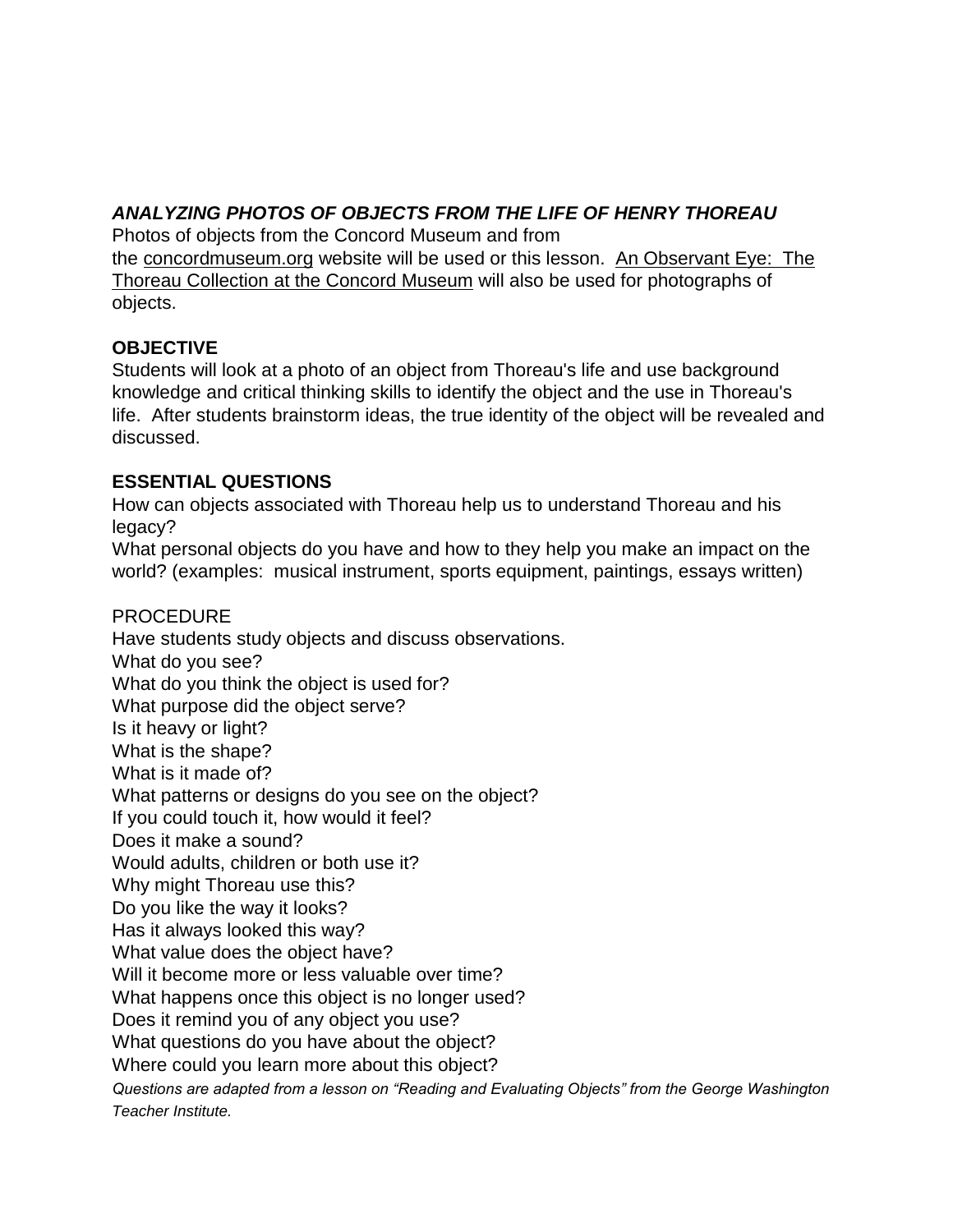***ANALYZING PHOTOS OF OBJECTS FROM THE LIFE OF HENRY THOREAU***

Photos of objects from the Concord Museum and from the concordmuseum.org website will be used or this lesson. An Observant Eye: The Thoreau Collection at the Concord Museum will also be used for photographs of objects.

**OBJECTIVE**

Students will look at a photo of an object from Thoreau's life and use background knowledge and critical thinking skills to identify the object and the use in Thoreau's life. After students brainstorm ideas, the true identity of the object will be revealed and discussed.

**ESSENTIAL QUESTIONS**

How can objects associated with Thoreau help us to understand Thoreau and his legacy?

What personal objects do you have and how to they help you make an impact on the world? (examples: musical instrument, sports equipment, paintings, essays written)

PROCEDURE

Have students study objects and discuss observations.
What do you see?
What do you think the object is used for?
What purpose did the object serve?
Is it heavy or light?
What is the shape?
What is it made of?
What patterns or designs do you see on the object?
If you could touch it, how would it feel?
Does it make a sound?
Would adults, children or both use it?
Why might Thoreau use this?
Do you like the way it looks?
Has it always looked this way?
What value does the object have?
Will it become more or less valuable over time?
What happens once this object is no longer used?
Does it remind you of any object you use?
What questions do you have about the object?
Where could you learn more about this object?

*Questions are adapted from a lesson on "Reading and Evaluating Objects" from the George Washington Teacher Institute.*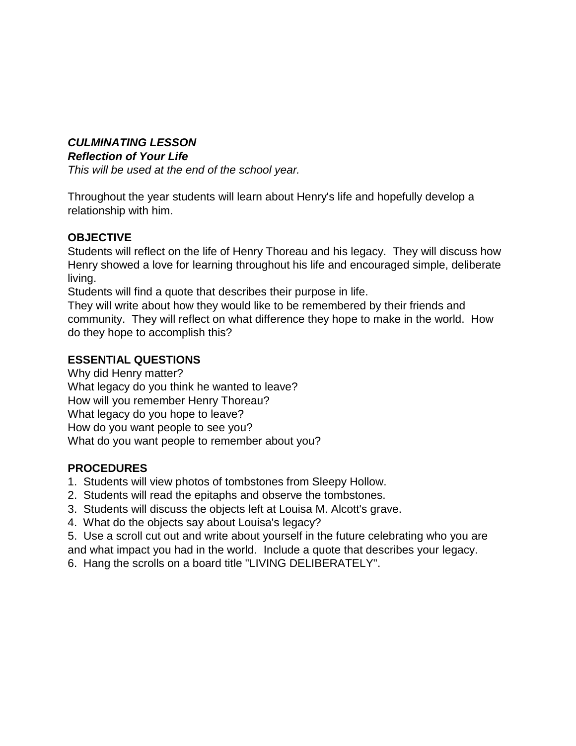***CULMINATING LESSON***
***Reflection of Your Life***
*This will be used at the end of the school year.*

Throughout the year students will learn about Henry's life and hopefully develop a relationship with him.

**OBJECTIVE**

Students will reflect on the life of Henry Thoreau and his legacy. They will discuss how Henry showed a love for learning throughout his life and encouraged simple, deliberate living.

Students will find a quote that describes their purpose in life.

They will write about how they would like to be remembered by their friends and community. They will reflect on what difference they hope to make in the world. How do they hope to accomplish this?

**ESSENTIAL QUESTIONS**

Why did Henry matter?
What legacy do you think he wanted to leave?
How will you remember Henry Thoreau?
What legacy do you hope to leave?
How do you want people to see you?
What do you want people to remember about you?

**PROCEDURES**

1. Students will view photos of tombstones from Sleepy Hollow.
2. Students will read the epitaphs and observe the tombstones.
3. Students will discuss the objects left at Louisa M. Alcott's grave.
4. What do the objects say about Louisa's legacy?
5. Use a scroll cut out and write about yourself in the future celebrating who you are and what impact you had in the world. Include a quote that describes your legacy.
6. Hang the scrolls on a board title "LIVING DELIBERATELY".